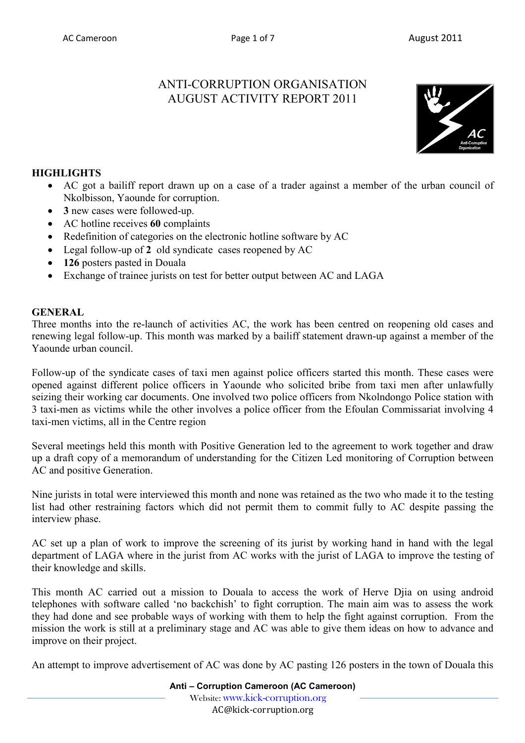# ANTI-CORRUPTION ORGANISATION
# AUGUST ACTIVITY REPORT 2011

## HIGHLIGHTS

- AC got a bailiff report drawn up on a case of a trader against a member of the urban council of Nkolbisson, Yaounde for corruption.
- **3** new cases were followed-up.
- AC hotline receives **60** complaints
- Redefinition of categories on the electronic hotline software by AC
- Legal follow-up of **2** old syndicate cases reopened by AC
- **126** posters pasted in Douala
- Exchange of trainee jurists on test for better output between AC and LAGA

## GENERAL

Three months into the re-launch of activities AC, the work has been centred on reopening old cases and renewing legal follow-up. This month was marked by a bailiff statement drawn-up against a member of the Yaounde urban council.

Follow-up of the syndicate cases of taxi men against police officers started this month. These cases were opened against different police officers in Yaounde who solicited bribe from taxi men after unlawfully seizing their working car documents. One involved two police officers from Nkolndongo Police station with 3 taxi-men as victims while the other involves a police officer from the Efoulan Commissariat involving 4 taxi-men victims, all in the Centre region

Several meetings held this month with Positive Generation led to the agreement to work together and draw up a draft copy of a memorandum of understanding for the Citizen Led monitoring of Corruption between AC and positive Generation.

Nine jurists in total were interviewed this month and none was retained as the two who made it to the testing list had other restraining factors which did not permit them to commit fully to AC despite passing the interview phase.

AC set up a plan of work to improve the screening of its jurist by working hand in hand with the legal department of LAGA where in the jurist from AC works with the jurist of LAGA to improve the testing of their knowledge and skills.

This month AC carried out a mission to Douala to access the work of Herve Djia on using android telephones with software called 'no backchish' to fight corruption. The main aim was to assess the work they had done and see probable ways of working with them to help the fight against corruption. From the mission the work is still at a preliminary stage and AC was able to give them ideas on how to advance and improve on their project.

An attempt to improve advertisement of AC was done by AC pasting 126 posters in the town of Douala this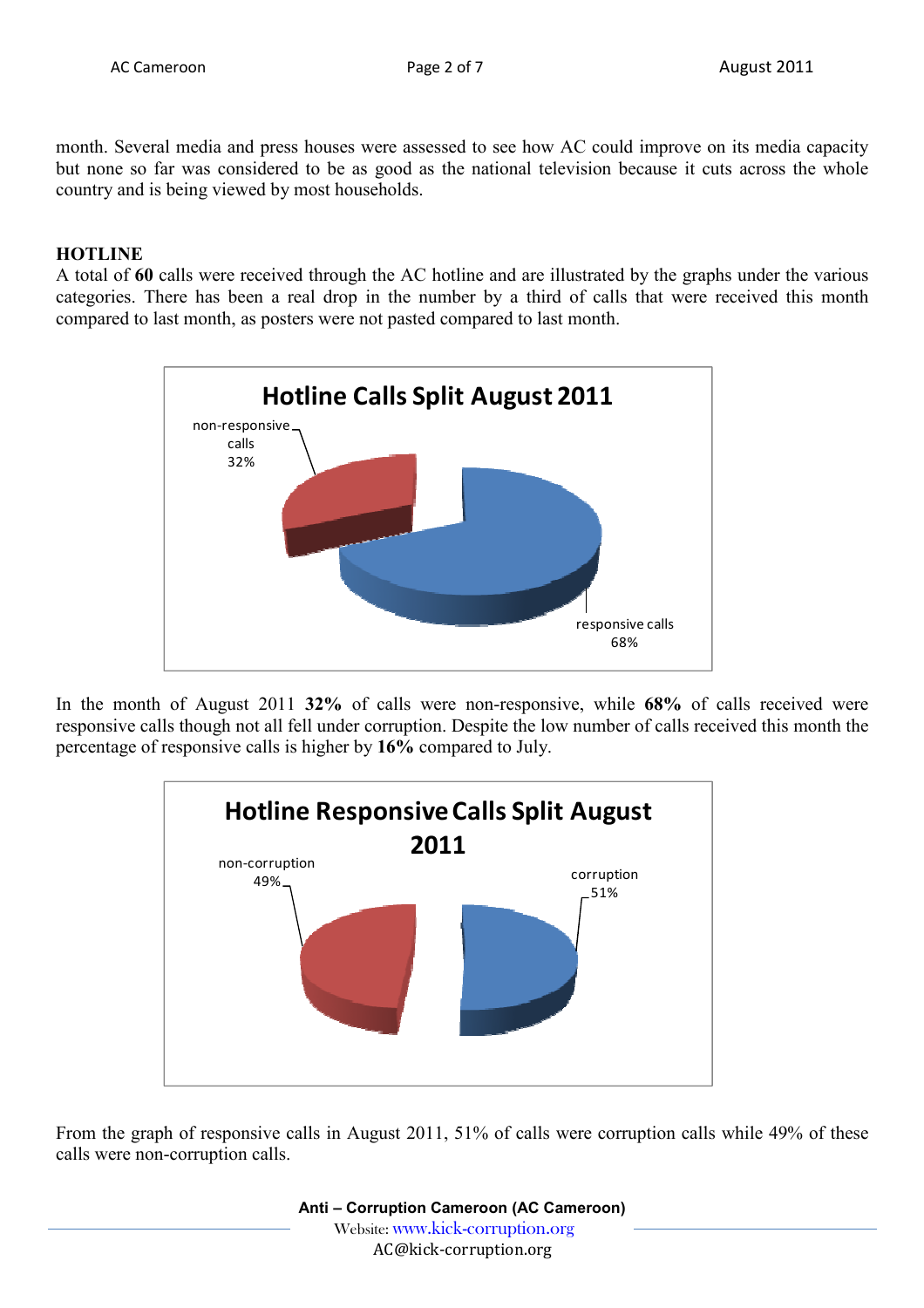month. Several media and press houses were assessed to see how AC could improve on its media capacity but none so far was considered to be as good as the national television because it cuts across the whole country and is being viewed by most households.

## HOTLINE

A total of **60** calls were received through the AC hotline and are illustrated by the graphs under the various categories. There has been a real drop in the number by a third of calls that were received this month compared to last month, as posters were not pasted compared to last month.

**Hotline Calls Split August 2011**

non-responsive calls 32%

responsive calls 68%

In the month of August 2011 **32%** of calls were non-responsive, while **68%** of calls received were responsive calls though not all fell under corruption. Despite the low number of calls received this month the percentage of responsive calls is higher by **16%** compared to July.

**Hotline Responsive Calls Split August 2011**

non-corruption 49%

corruption 51%

From the graph of responsive calls in August 2011, 51% of calls were corruption calls while 49% of these calls were non-corruption calls.

**Anti – Corruption Cameroon (AC Cameroon)**
Website: www.kick-corruption.org
AC@kick-corruption.org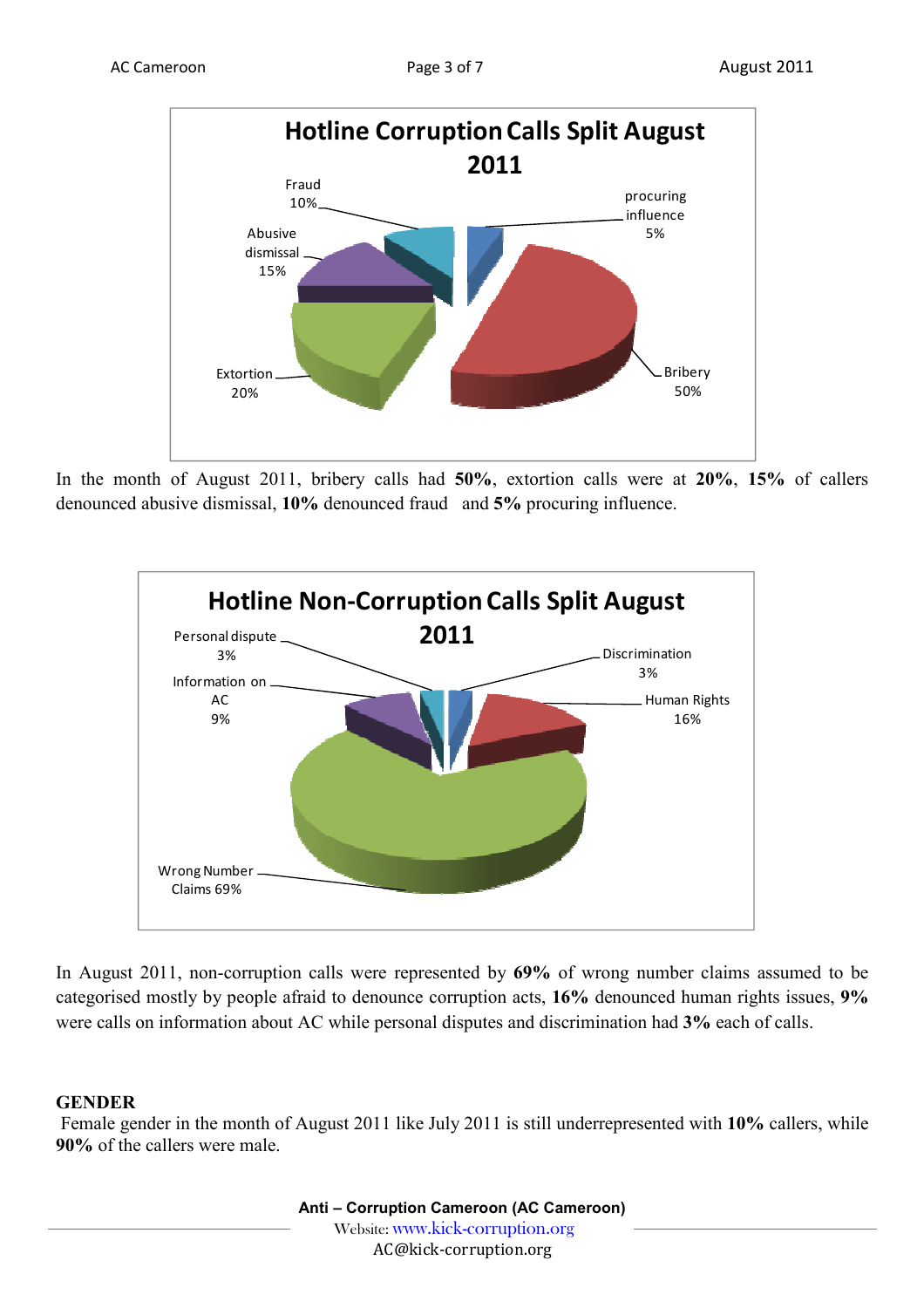**Hotline Corruption Calls Split August 2011**

- Fraud 10%
- procuring influence 5%
- Abusive dismissal 15%
- Extortion 20%
- Bribery 50%

In the month of August 2011, bribery calls had **50%**, extortion calls were at **20%**, **15%** of callers denounced abusive dismissal, **10%** denounced fraud and **5%** procuring influence.

**Hotline Non-Corruption Calls Split August 2011**

- Personal dispute 3%
- Discrimination 3%
- Information on AC 9%
- Human Rights 16%
- Wrong Number Claims 69%

In August 2011, non-corruption calls were represented by **69%** of wrong number claims assumed to be categorised mostly by people afraid to denounce corruption acts, **16%** denounced human rights issues, **9%** were calls on information about AC while personal disputes and discrimination had **3%** each of calls.

## GENDER

Female gender in the month of August 2011 like July 2011 is still underrepresented with **10%** callers, while **90%** of the callers were male.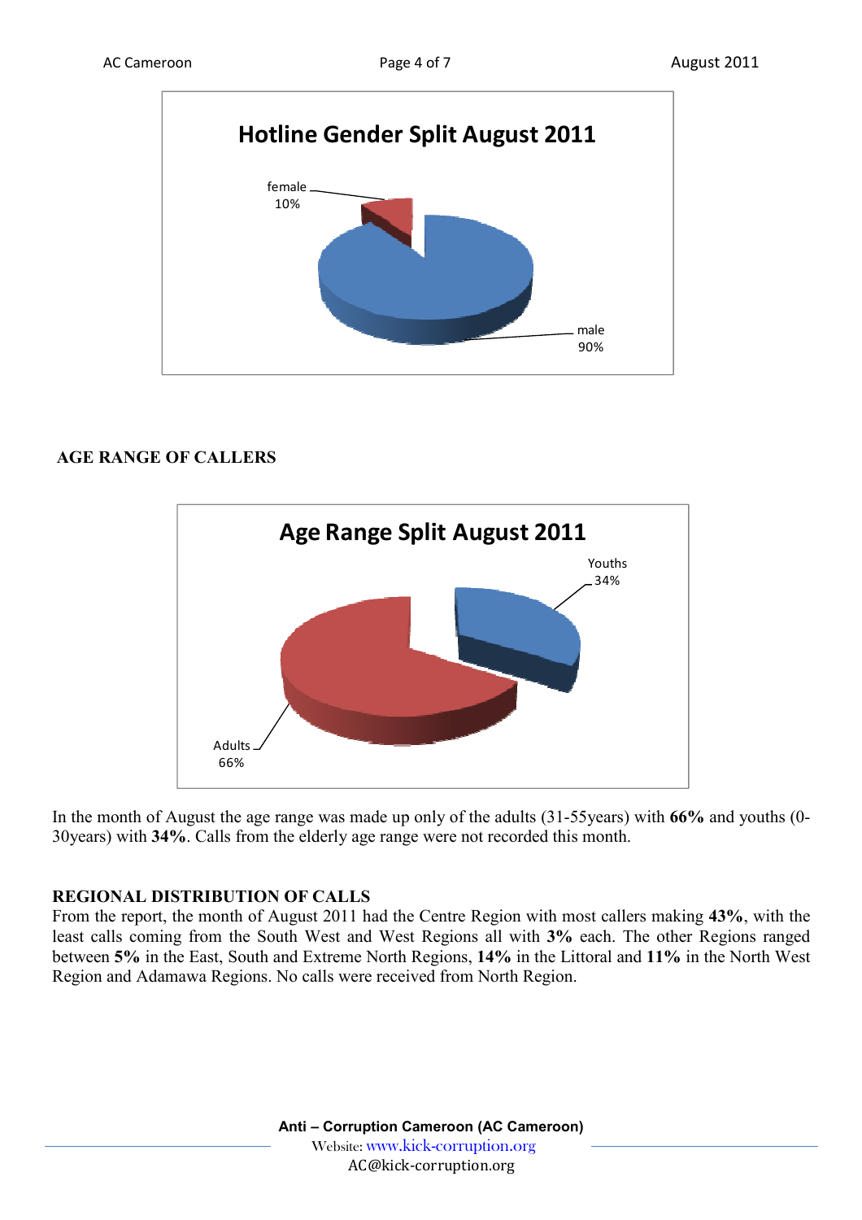**Hotline Gender Split August 2011**

female 10%

male 90%

## AGE RANGE OF CALLERS

**Age Range Split August 2011**

Youths 34%

Adults 66%

In the month of August the age range was made up only of the adults (31-55years) with **66%** and youths (0-30years) with **34%**. Calls from the elderly age range were not recorded this month.

## REGIONAL DISTRIBUTION OF CALLS

From the report, the month of August 2011 had the Centre Region with most callers making **43%**, with the least calls coming from the South West and West Regions all with **3%** each. The other Regions ranged between **5%** in the East, South and Extreme North Regions, **14%** in the Littoral and **11%** in the North West Region and Adamawa Regions. No calls were received from North Region.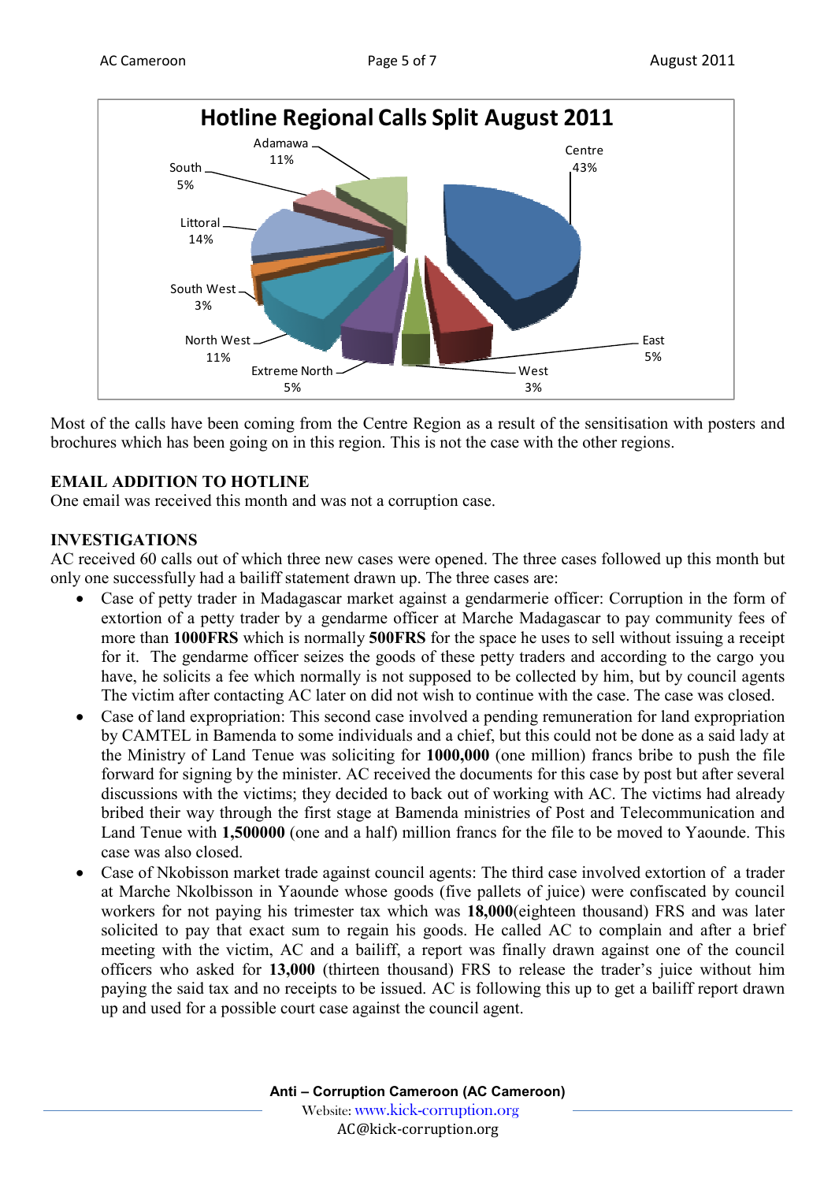**Hotline Regional Calls Split August 2011**

| Region | Share |
|---|---|
| Centre | 43% |
| East | 5% |
| West | 3% |
| Extreme North | 5% |
| North West | 11% |
| South West | 3% |
| Littoral | 14% |
| South | 5% |
| Adamawa | 11% |

Most of the calls have been coming from the Centre Region as a result of the sensitisation with posters and brochures which has been going on in this region. This is not the case with the other regions.

### EMAIL ADDITION TO HOTLINE

One email was received this month and was not a corruption case.

### INVESTIGATIONS

AC received 60 calls out of which three new cases were opened. The three cases followed up this month but only one successfully had a bailiff statement drawn up. The three cases are:

- Case of petty trader in Madagascar market against a gendarmerie officer: Corruption in the form of extortion of a petty trader by a gendarme officer at Marche Madagascar to pay community fees of more than **1000FRS** which is normally **500FRS** for the space he uses to sell without issuing a receipt for it. The gendarme officer seizes the goods of these petty traders and according to the cargo you have, he solicits a fee which normally is not supposed to be collected by him, but by council agents The victim after contacting AC later on did not wish to continue with the case. The case was closed.
- Case of land expropriation: This second case involved a pending remuneration for land expropriation by CAMTEL in Bamenda to some individuals and a chief, but this could not be done as a said lady at the Ministry of Land Tenue was soliciting for **1000,000** (one million) francs bribe to push the file forward for signing by the minister. AC received the documents for this case by post but after several discussions with the victims; they decided to back out of working with AC. The victims had already bribed their way through the first stage at Bamenda ministries of Post and Telecommunication and Land Tenue with **1,500000** (one and a half) million francs for the file to be moved to Yaounde. This case was also closed.
- Case of Nkobisson market trade against council agents: The third case involved extortion of a trader at Marche Nkolbisson in Yaounde whose goods (five pallets of juice) were confiscated by council workers for not paying his trimester tax which was **18,000**(eighteen thousand) FRS and was later solicited to pay that exact sum to regain his goods. He called AC to complain and after a brief meeting with the victim, AC and a bailiff, a report was finally drawn against one of the council officers who asked for **13,000** (thirteen thousand) FRS to release the trader's juice without him paying the said tax and no receipts to be issued. AC is following this up to get a bailiff report drawn up and used for a possible court case against the council agent.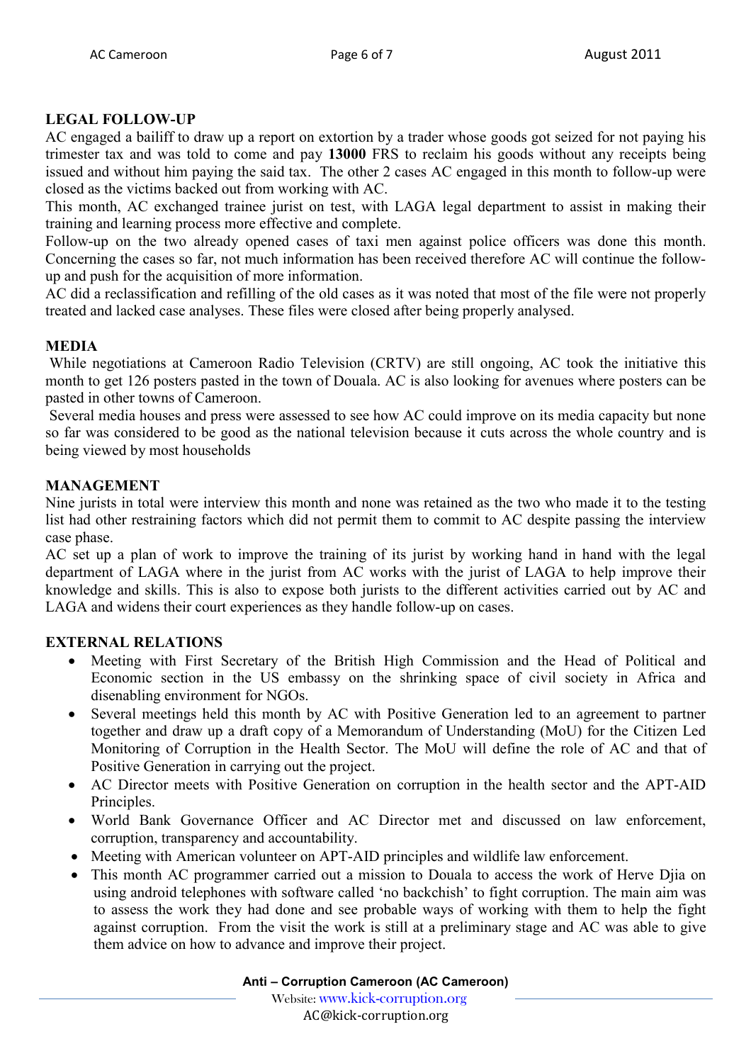## LEGAL FOLLOW-UP

AC engaged a bailiff to draw up a report on extortion by a trader whose goods got seized for not paying his trimester tax and was told to come and pay **13000** FRS to reclaim his goods without any receipts being issued and without him paying the said tax. The other 2 cases AC engaged in this month to follow-up were closed as the victims backed out from working with AC.

This month, AC exchanged trainee jurist on test, with LAGA legal department to assist in making their training and learning process more effective and complete.

Follow-up on the two already opened cases of taxi men against police officers was done this month. Concerning the cases so far, not much information has been received therefore AC will continue the follow-up and push for the acquisition of more information.

AC did a reclassification and refilling of the old cases as it was noted that most of the file were not properly treated and lacked case analyses. These files were closed after being properly analysed.

## MEDIA

While negotiations at Cameroon Radio Television (CRTV) are still ongoing, AC took the initiative this month to get 126 posters pasted in the town of Douala. AC is also looking for avenues where posters can be pasted in other towns of Cameroon.

Several media houses and press were assessed to see how AC could improve on its media capacity but none so far was considered to be good as the national television because it cuts across the whole country and is being viewed by most households

## MANAGEMENT

Nine jurists in total were interview this month and none was retained as the two who made it to the testing list had other restraining factors which did not permit them to commit to AC despite passing the interview case phase.

AC set up a plan of work to improve the training of its jurist by working hand in hand with the legal department of LAGA where in the jurist from AC works with the jurist of LAGA to help improve their knowledge and skills. This is also to expose both jurists to the different activities carried out by AC and LAGA and widens their court experiences as they handle follow-up on cases.

## EXTERNAL RELATIONS

- Meeting with First Secretary of the British High Commission and the Head of Political and Economic section in the US embassy on the shrinking space of civil society in Africa and disenabling environment for NGOs.
- Several meetings held this month by AC with Positive Generation led to an agreement to partner together and draw up a draft copy of a Memorandum of Understanding (MoU) for the Citizen Led Monitoring of Corruption in the Health Sector. The MoU will define the role of AC and that of Positive Generation in carrying out the project.
- AC Director meets with Positive Generation on corruption in the health sector and the APT-AID Principles.
- World Bank Governance Officer and AC Director met and discussed on law enforcement, corruption, transparency and accountability.
- Meeting with American volunteer on APT-AID principles and wildlife law enforcement.
- This month AC programmer carried out a mission to Douala to access the work of Herve Djia on using android telephones with software called 'no backchish' to fight corruption. The main aim was to assess the work they had done and see probable ways of working with them to help the fight against corruption. From the visit the work is still at a preliminary stage and AC was able to give them advice on how to advance and improve their project.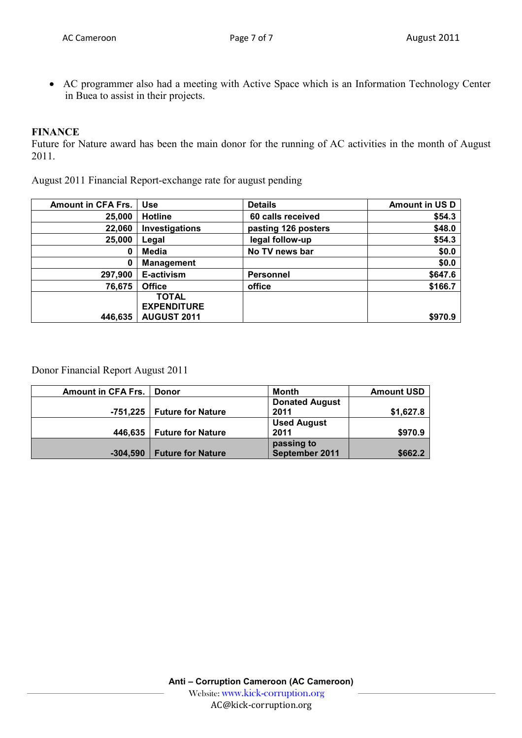- AC programmer also had a meeting with Active Space which is an Information Technology Center in Buea to assist in their projects.

**FINANCE**

Future for Nature award has been the main donor for the running of AC activities in the month of August 2011.

August 2011 Financial Report-exchange rate for august pending

| Amount in CFA Frs. | Use | Details | Amount in US D |
|---|---|---|---|
| 25,000 | Hotline | 60 calls received | $54.3 |
| 22,060 | Investigations | pasting 126 posters | $48.0 |
| 25,000 | Legal | legal follow-up | $54.3 |
| 0 | Media | No TV news bar | $0.0 |
| 0 | Management | | $0.0 |
| 297,900 | E-activism | Personnel | $647.6 |
| 76,675 | Office | office | $166.7 |
| 446,635 | TOTAL EXPENDITURE AUGUST 2011 | | $970.9 |

Donor Financial Report August 2011

| Amount in CFA Frs. | Donor | Month | Amount USD |
|---|---|---|---|
| -751,225 | Future for Nature | Donated August 2011 | $1,627.8 |
| 446,635 | Future for Nature | Used August 2011 | $970.9 |
| -304,590 | Future for Nature | passing to September 2011 | $662.2 |